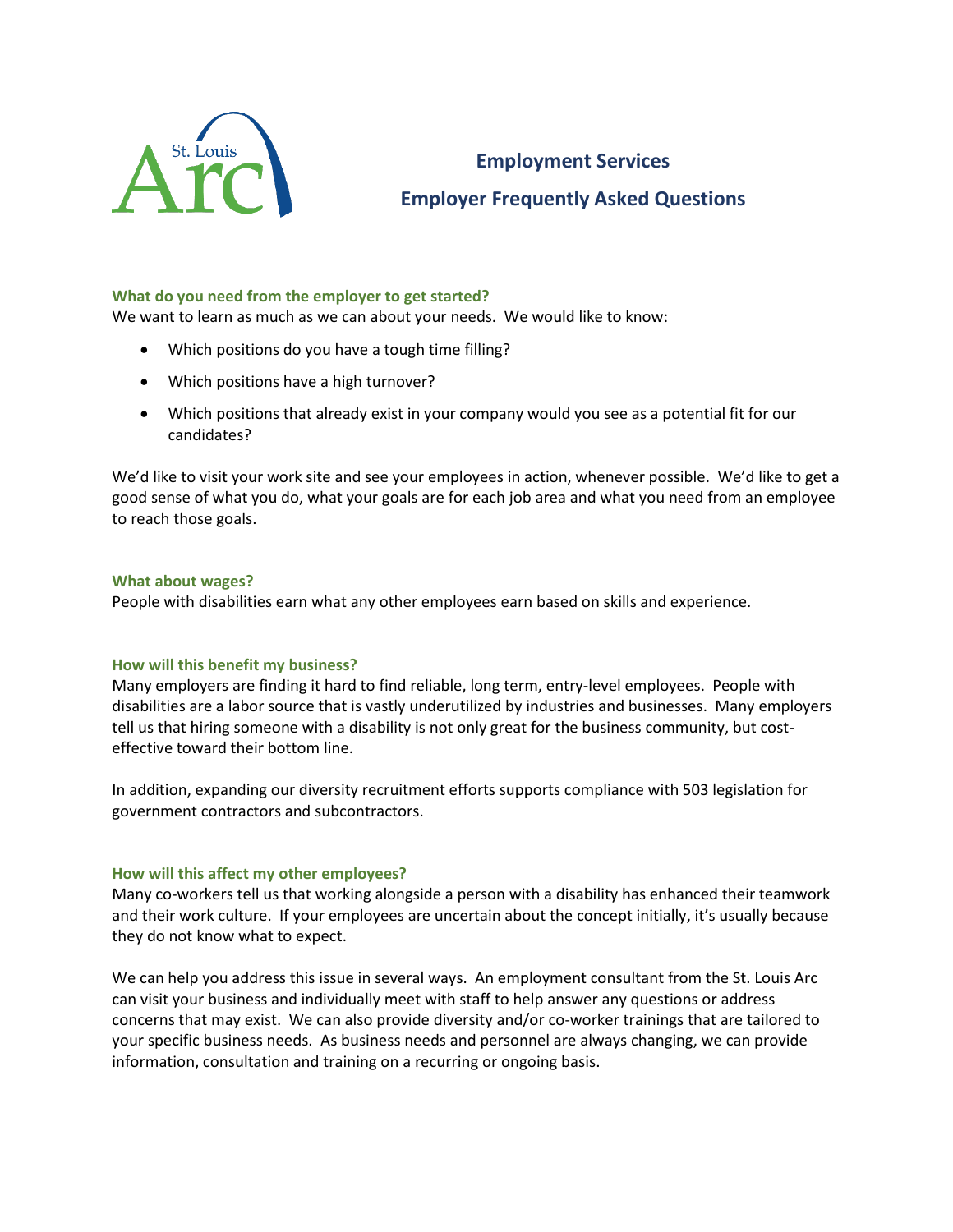St. Louis Arc

# Employment Services

## Employer Frequently Asked Questions

### What do you need from the employer to get started?

We want to learn as much as we can about your needs. We would like to know:

- Which positions do you have a tough time filling?
- Which positions have a high turnover?
- Which positions that already exist in your company would you see as a potential fit for our candidates?

We'd like to visit your work site and see your employees in action, whenever possible. We'd like to get a good sense of what you do, what your goals are for each job area and what you need from an employee to reach those goals.

### What about wages?

People with disabilities earn what any other employees earn based on skills and experience.

### How will this benefit my business?

Many employers are finding it hard to find reliable, long term, entry-level employees. People with disabilities are a labor source that is vastly underutilized by industries and businesses. Many employers tell us that hiring someone with a disability is not only great for the business community, but cost-effective toward their bottom line.

In addition, expanding our diversity recruitment efforts supports compliance with 503 legislation for government contractors and subcontractors.

### How will this affect my other employees?

Many co-workers tell us that working alongside a person with a disability has enhanced their teamwork and their work culture. If your employees are uncertain about the concept initially, it's usually because they do not know what to expect.

We can help you address this issue in several ways. An employment consultant from the St. Louis Arc can visit your business and individually meet with staff to help answer any questions or address concerns that may exist. We can also provide diversity and/or co-worker trainings that are tailored to your specific business needs. As business needs and personnel are always changing, we can provide information, consultation and training on a recurring or ongoing basis.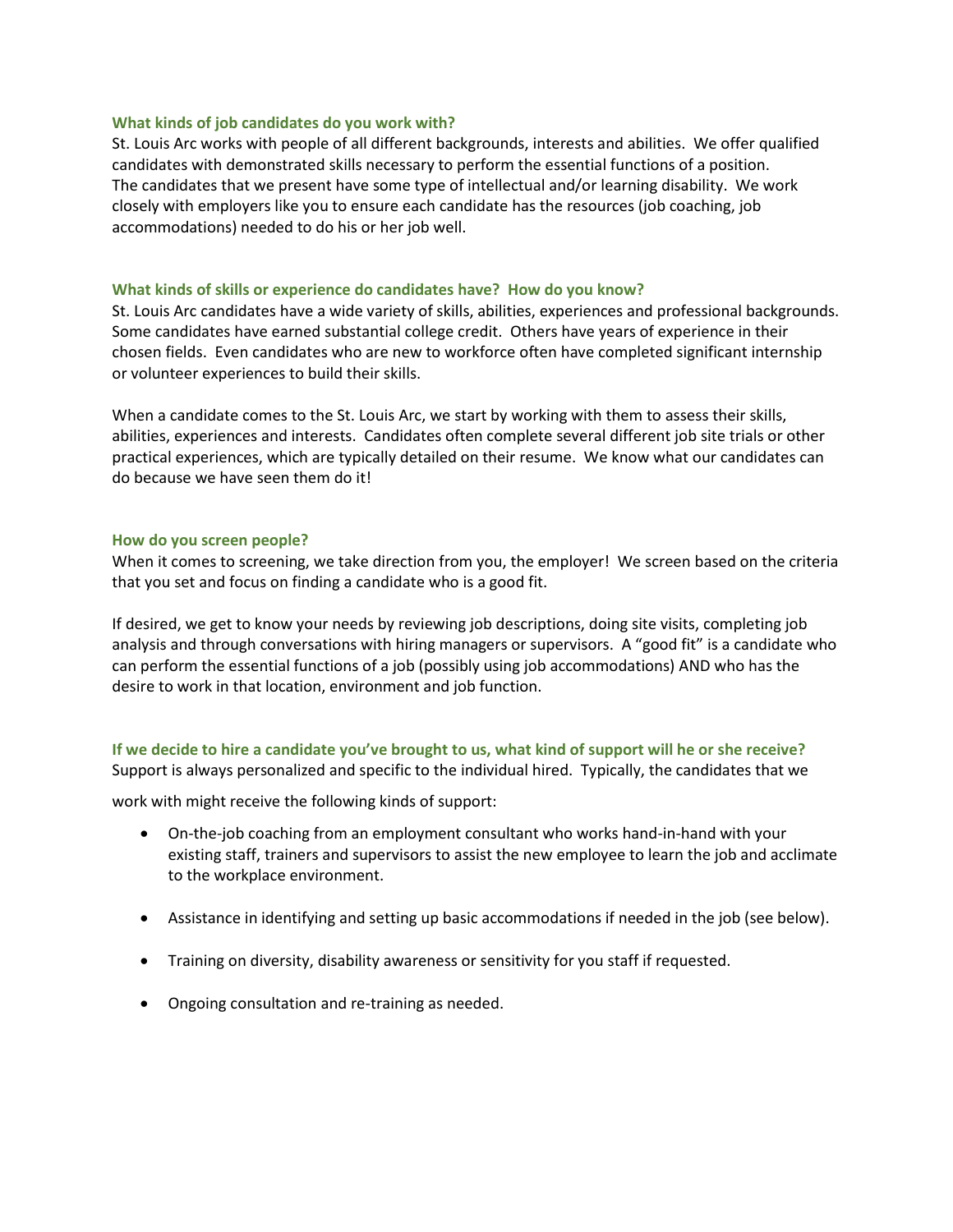### What kinds of job candidates do you work with?

St. Louis Arc works with people of all different backgrounds, interests and abilities. We offer qualified candidates with demonstrated skills necessary to perform the essential functions of a position. The candidates that we present have some type of intellectual and/or learning disability. We work closely with employers like you to ensure each candidate has the resources (job coaching, job accommodations) needed to do his or her job well.

### What kinds of skills or experience do candidates have? How do you know?

St. Louis Arc candidates have a wide variety of skills, abilities, experiences and professional backgrounds. Some candidates have earned substantial college credit. Others have years of experience in their chosen fields. Even candidates who are new to workforce often have completed significant internship or volunteer experiences to build their skills.

When a candidate comes to the St. Louis Arc, we start by working with them to assess their skills, abilities, experiences and interests. Candidates often complete several different job site trials or other practical experiences, which are typically detailed on their resume. We know what our candidates can do because we have seen them do it!

### How do you screen people?

When it comes to screening, we take direction from you, the employer! We screen based on the criteria that you set and focus on finding a candidate who is a good fit.

If desired, we get to know your needs by reviewing job descriptions, doing site visits, completing job analysis and through conversations with hiring managers or supervisors. A "good fit" is a candidate who can perform the essential functions of a job (possibly using job accommodations) AND who has the desire to work in that location, environment and job function.

### If we decide to hire a candidate you've brought to us, what kind of support will he or she receive?

Support is always personalized and specific to the individual hired. Typically, the candidates that we work with might receive the following kinds of support:

- On-the-job coaching from an employment consultant who works hand-in-hand with your existing staff, trainers and supervisors to assist the new employee to learn the job and acclimate to the workplace environment.
- Assistance in identifying and setting up basic accommodations if needed in the job (see below).
- Training on diversity, disability awareness or sensitivity for you staff if requested.
- Ongoing consultation and re-training as needed.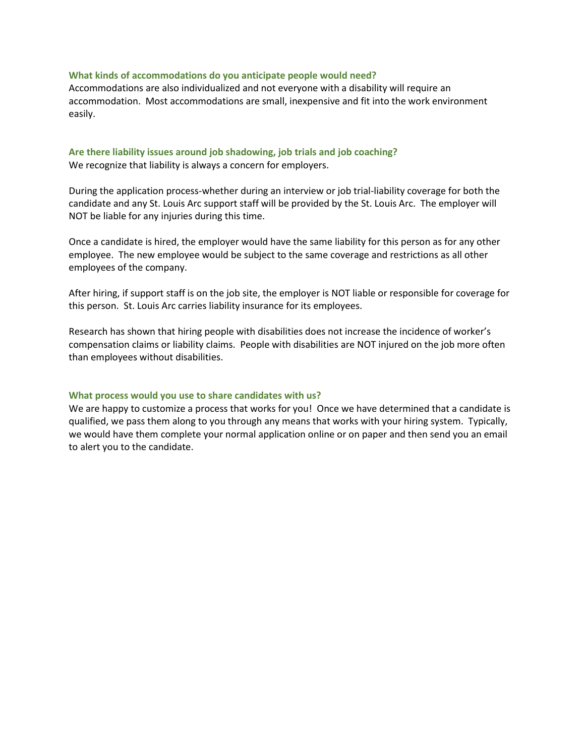### What kinds of accommodations do you anticipate people would need?

Accommodations are also individualized and not everyone with a disability will require an accommodation. Most accommodations are small, inexpensive and fit into the work environment easily.

### Are there liability issues around job shadowing, job trials and job coaching?

We recognize that liability is always a concern for employers.

During the application process-whether during an interview or job trial-liability coverage for both the candidate and any St. Louis Arc support staff will be provided by the St. Louis Arc. The employer will NOT be liable for any injuries during this time.

Once a candidate is hired, the employer would have the same liability for this person as for any other employee. The new employee would be subject to the same coverage and restrictions as all other employees of the company.

After hiring, if support staff is on the job site, the employer is NOT liable or responsible for coverage for this person. St. Louis Arc carries liability insurance for its employees.

Research has shown that hiring people with disabilities does not increase the incidence of worker's compensation claims or liability claims. People with disabilities are NOT injured on the job more often than employees without disabilities.

### What process would you use to share candidates with us?

We are happy to customize a process that works for you! Once we have determined that a candidate is qualified, we pass them along to you through any means that works with your hiring system. Typically, we would have them complete your normal application online or on paper and then send you an email to alert you to the candidate.